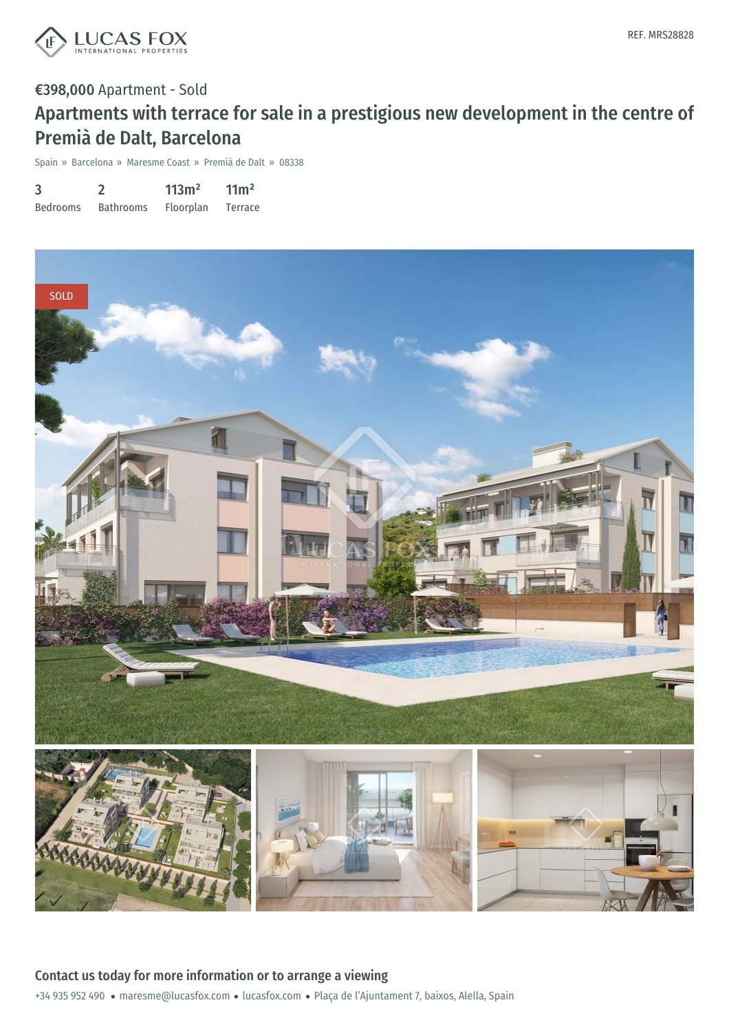REF. MRS28828

€398,000 Apartment - Sold

# Apartments with terrace for sale in a prestigious new development in the centre of Premià de Dalt, Barcelona

Spain » Barcelona » Maresme Coast » Premià de Dalt » 08338

| 3 | 2 | 113m² | 11m² |
|---|---|---|---|
| Bedrooms | Bathrooms | Floorplan | Terrace |

SOLD

## Contact us today for more information or to arrange a viewing

+34 935 952 490 • maresme@lucasfox.com • lucasfox.com • Plaça de l'Ajuntament 7, baixos, Alella, Spain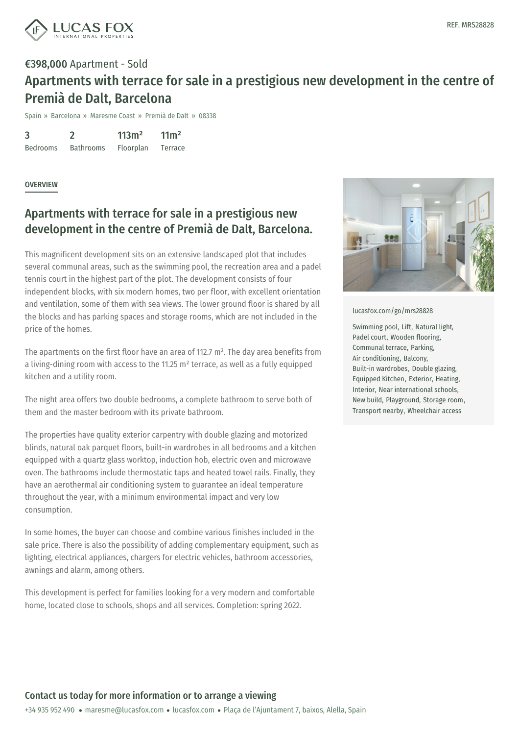REF. MRS28828

**€398,000** Apartment - Sold

# Apartments with terrace for sale in a prestigious new development in the centre of Premià de Dalt, Barcelona

Spain » Barcelona » Maresme Coast » Premià de Dalt » 08338

| 3 | 2 | 113m² | 11m² |
|---|---|---|---|
| Bedrooms | Bathrooms | Floorplan | Terrace |

OVERVIEW

## Apartments with terrace for sale in a prestigious new development in the centre of Premià de Dalt, Barcelona.

This magnificent development sits on an extensive landscaped plot that includes several communal areas, such as the swimming pool, the recreation area and a padel tennis court in the highest part of the plot. The development consists of four independent blocks, with six modern homes, two per floor, with excellent orientation and ventilation, some of them with sea views. The lower ground floor is shared by all the blocks and has parking spaces and storage rooms, which are not included in the price of the homes.

The apartments on the first floor have an area of 112.7 m². The day area benefits from a living-dining room with access to the 11.25 m² terrace, as well as a fully equipped kitchen and a utility room.

The night area offers two double bedrooms, a complete bathroom to serve both of them and the master bedroom with its private bathroom.

The properties have quality exterior carpentry with double glazing and motorized blinds, natural oak parquet floors, built-in wardrobes in all bedrooms and a kitchen equipped with a quartz glass worktop, induction hob, electric oven and microwave oven. The bathrooms include thermostatic taps and heated towel rails. Finally, they have an aerothermal air conditioning system to guarantee an ideal temperature throughout the year, with a minimum environmental impact and very low consumption.

In some homes, the buyer can choose and combine various finishes included in the sale price. There is also the possibility of adding complementary equipment, such as lighting, electrical appliances, chargers for electric vehicles, bathroom accessories, awnings and alarm, among others.

This development is perfect for families looking for a very modern and comfortable home, located close to schools, shops and all services. Completion: spring 2022.

lucasfox.com/go/mrs28828

Swimming pool, Lift, Natural light, Padel court, Wooden flooring, Communal terrace, Parking, Air conditioning, Balcony, Built-in wardrobes, Double glazing, Equipped Kitchen, Exterior, Heating, Interior, Near international schools, New build, Playground, Storage room, Transport nearby, Wheelchair access

**Contact us today for more information or to arrange a viewing**

+34 935 952 490 • maresme@lucasfox.com • lucasfox.com • Plaça de l'Ajuntament 7, baixos, Alella, Spain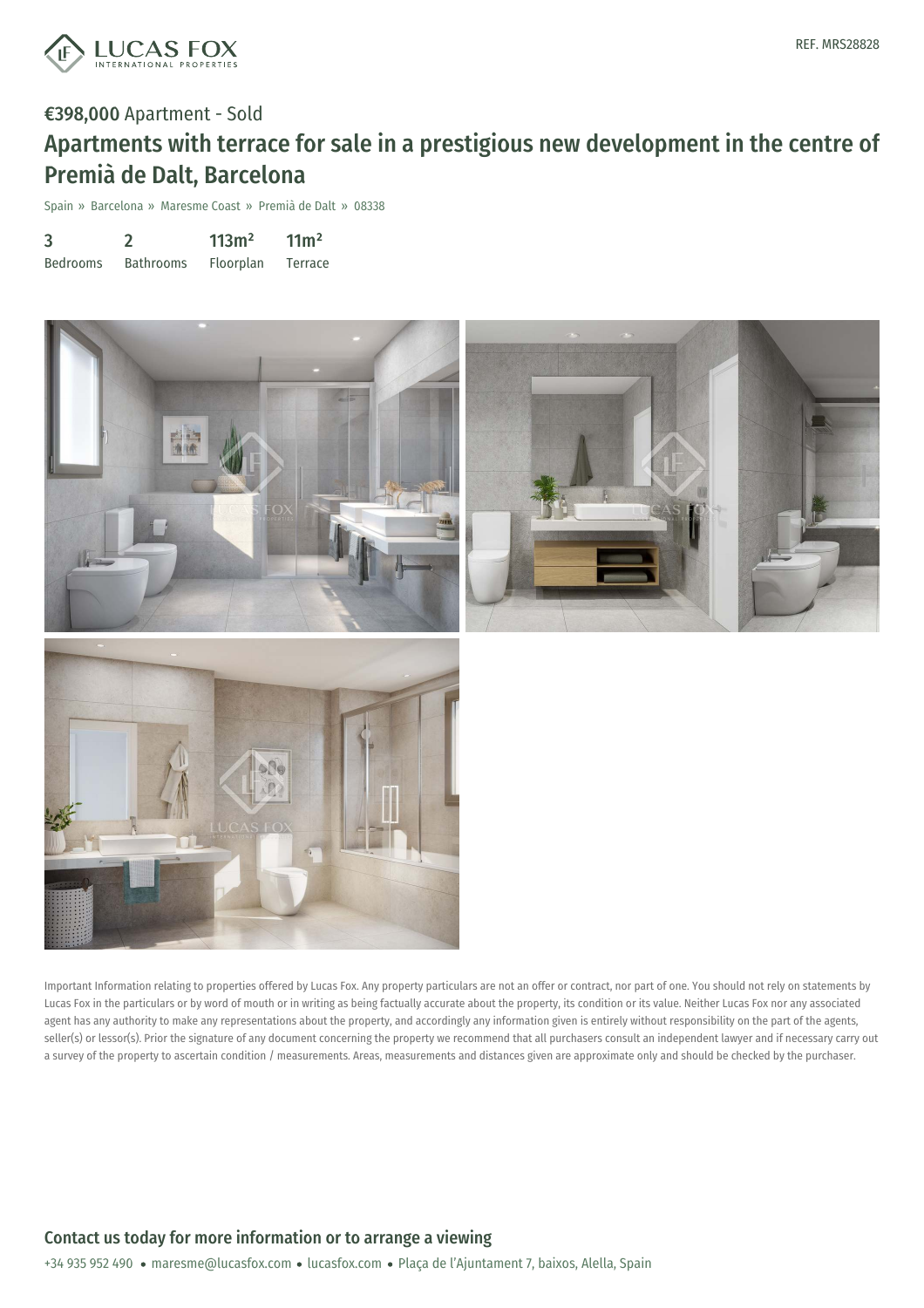REF. MRS28828

**€398,000** Apartment - Sold

# Apartments with terrace for sale in a prestigious new development in the centre of Premià de Dalt, Barcelona

Spain » Barcelona » Maresme Coast » Premià de Dalt » 08338

| | | | |
|---|---|---|---|
| 3 | 2 | 113m² | 11m² |
| Bedrooms | Bathrooms | Floorplan | Terrace |

Important Information relating to properties offered by Lucas Fox. Any property particulars are not an offer or contract, nor part of one. You should not rely on statements by Lucas Fox in the particulars or by word of mouth or in writing as being factually accurate about the property, its condition or its value. Neither Lucas Fox nor any associated agent has any authority to make any representations about the property, and accordingly any information given is entirely without responsibility on the part of the agents, seller(s) or lessor(s). Prior the signature of any document concerning the property we recommend that all purchasers consult an independent lawyer and if necessary carry out a survey of the property to ascertain condition / measurements. Areas, measurements and distances given are approximate only and should be checked by the purchaser.

## Contact us today for more information or to arrange a viewing

+34 935 952 490 • maresme@lucasfox.com • lucasfox.com • Plaça de l'Ajuntament 7, baixos, Alella, Spain